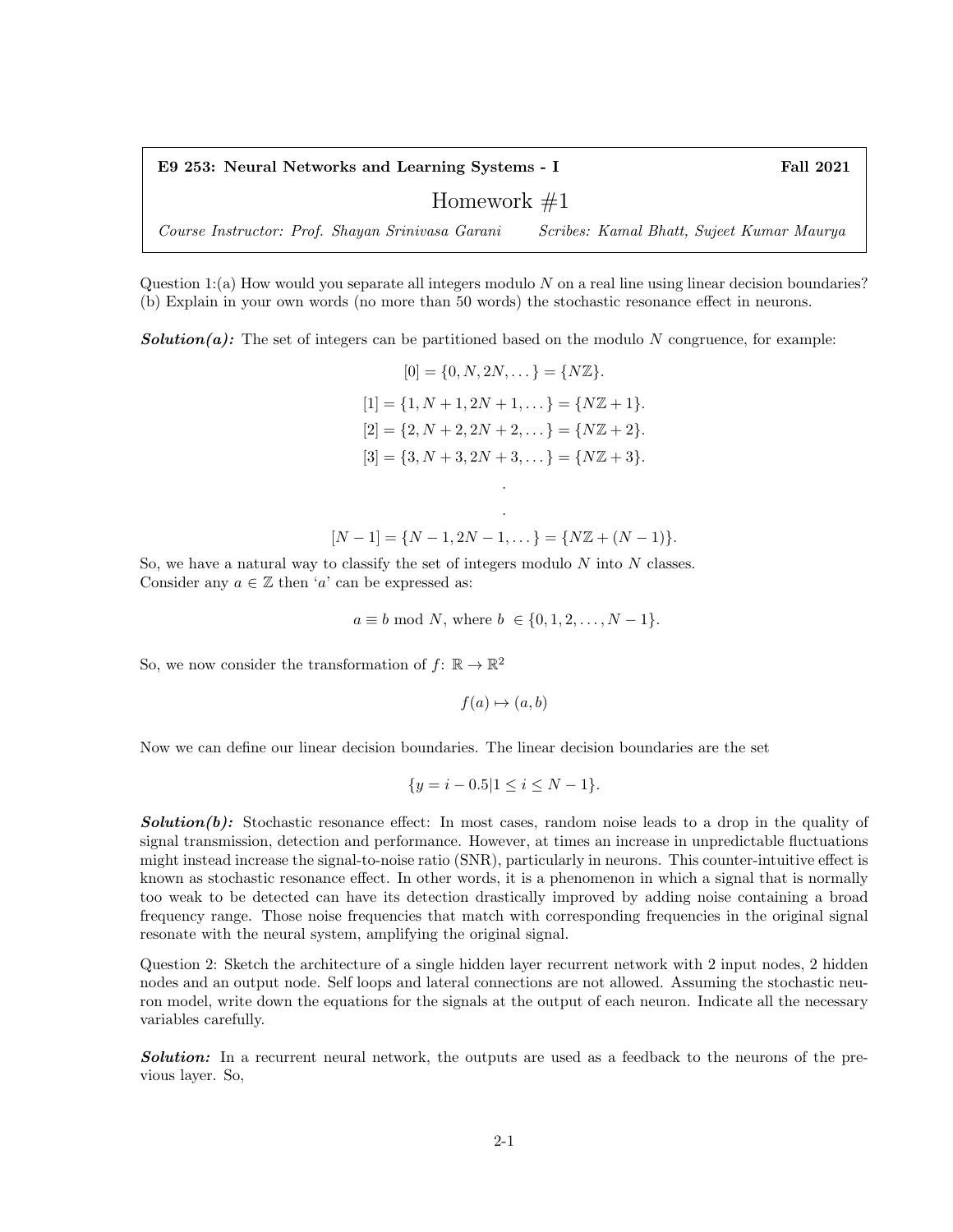**E9 253: Neural Networks and Learning Systems - I** **Fall 2021**

# Homework #1

*Course Instructor: Prof. Shayan Srinivasa Garani* *Scribes: Kamal Bhatt, Sujeet Kumar Maurya*

Question 1:(a) How would you separate all integers modulo $N$ on a real line using linear decision boundaries?
(b) Explain in your own words (no more than 50 words) the stochastic resonance effect in neurons.

***Solution(a):*** The set of integers can be partitioned based on the modulo $N$ congruence, for example:

$$[0] = \{0, N, 2N, \dots\} = \{N\mathbb{Z}\}.$$

$$[1] = \{1, N+1, 2N+1, \dots\} = \{N\mathbb{Z}+1\}.$$

$$[2] = \{2, N+2, 2N+2, \dots\} = \{N\mathbb{Z}+2\}.$$

$$[3] = \{3, N+3, 2N+3, \dots\} = \{N\mathbb{Z}+3\}.$$

$$.$$

$$.$$

$$[N-1] = \{N-1, 2N-1, \dots\} = \{N\mathbb{Z}+(N-1)\}.$$

So, we have a natural way to classify the set of integers modulo $N$ into $N$ classes.
Consider any $a \in \mathbb{Z}$ then '$a$' can be expressed as:

$$a \equiv b \text{ mod } N, \text{ where } b \in \{0, 1, 2, \dots, N-1\}.$$

So, we now consider the transformation of $f$: $\mathbb{R} \to \mathbb{R}^2$

$$f(a) \mapsto (a, b)$$

Now we can define our linear decision boundaries. The linear decision boundaries are the set

$$\{y = i - 0.5 | 1 \leq i \leq N-1\}.$$

***Solution(b):*** Stochastic resonance effect: In most cases, random noise leads to a drop in the quality of signal transmission, detection and performance. However, at times an increase in unpredictable fluctuations might instead increase the signal-to-noise ratio (SNR), particularly in neurons. This counter-intuitive effect is known as stochastic resonance effect. In other words, it is a phenomenon in which a signal that is normally too weak to be detected can have its detection drastically improved by adding noise containing a broad frequency range. Those noise frequencies that match with corresponding frequencies in the original signal resonate with the neural system, amplifying the original signal.

Question 2: Sketch the architecture of a single hidden layer recurrent network with 2 input nodes, 2 hidden nodes and an output node. Self loops and lateral connections are not allowed. Assuming the stochastic neuron model, write down the equations for the signals at the output of each neuron. Indicate all the necessary variables carefully.

***Solution:*** In a recurrent neural network, the outputs are used as a feedback to the neurons of the previous layer. So,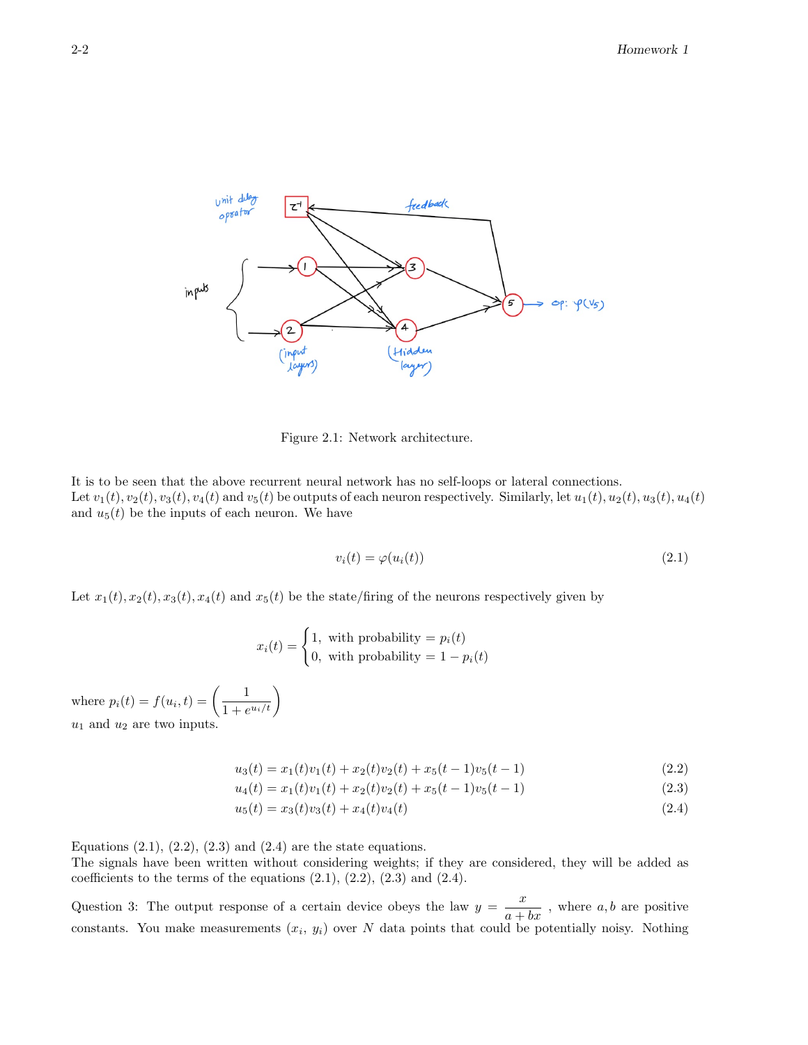Figure 2.1: Network architecture.

It is to be seen that the above recurrent neural network has no self-loops or lateral connections.
Let $v_1(t), v_2(t), v_3(t), v_4(t)$ and $v_5(t)$ be outputs of each neuron respectively. Similarly, let $u_1(t), u_2(t), u_3(t), u_4(t)$ and $u_5(t)$ be the inputs of each neuron. We have

$$v_i(t) = \varphi(u_i(t)) \tag{2.1}$$

Let $x_1(t), x_2(t), x_3(t), x_4(t)$ and $x_5(t)$ be the state/firing of the neurons respectively given by

$$x_i(t) = \begin{cases} 1, & \text{with probability} = p_i(t) \\ 0, & \text{with probability} = 1 - p_i(t) \end{cases}$$

where $p_i(t) = f(u_i, t) = \left( \dfrac{1}{1 + e^{u_i/t}} \right)$
$u_1$ and $u_2$ are two inputs.

$$u_3(t) = x_1(t)v_1(t) + x_2(t)v_2(t) + x_5(t-1)v_5(t-1) \tag{2.2}$$

$$u_4(t) = x_1(t)v_1(t) + x_2(t)v_2(t) + x_5(t-1)v_5(t-1) \tag{2.3}$$

$$u_5(t) = x_3(t)v_3(t) + x_4(t)v_4(t) \tag{2.4}$$

Equations (2.1), (2.2), (2.3) and (2.4) are the state equations.
The signals have been written without considering weights; if they are considered, they will be added as coefficients to the terms of the equations (2.1), (2.2), (2.3) and (2.4).

Question 3: The output response of a certain device obeys the law $y = \dfrac{x}{a + bx}$ , where $a, b$ are positive constants. You make measurements $(x_i,\ y_i)$ over $N$ data points that could be potentially noisy. Nothing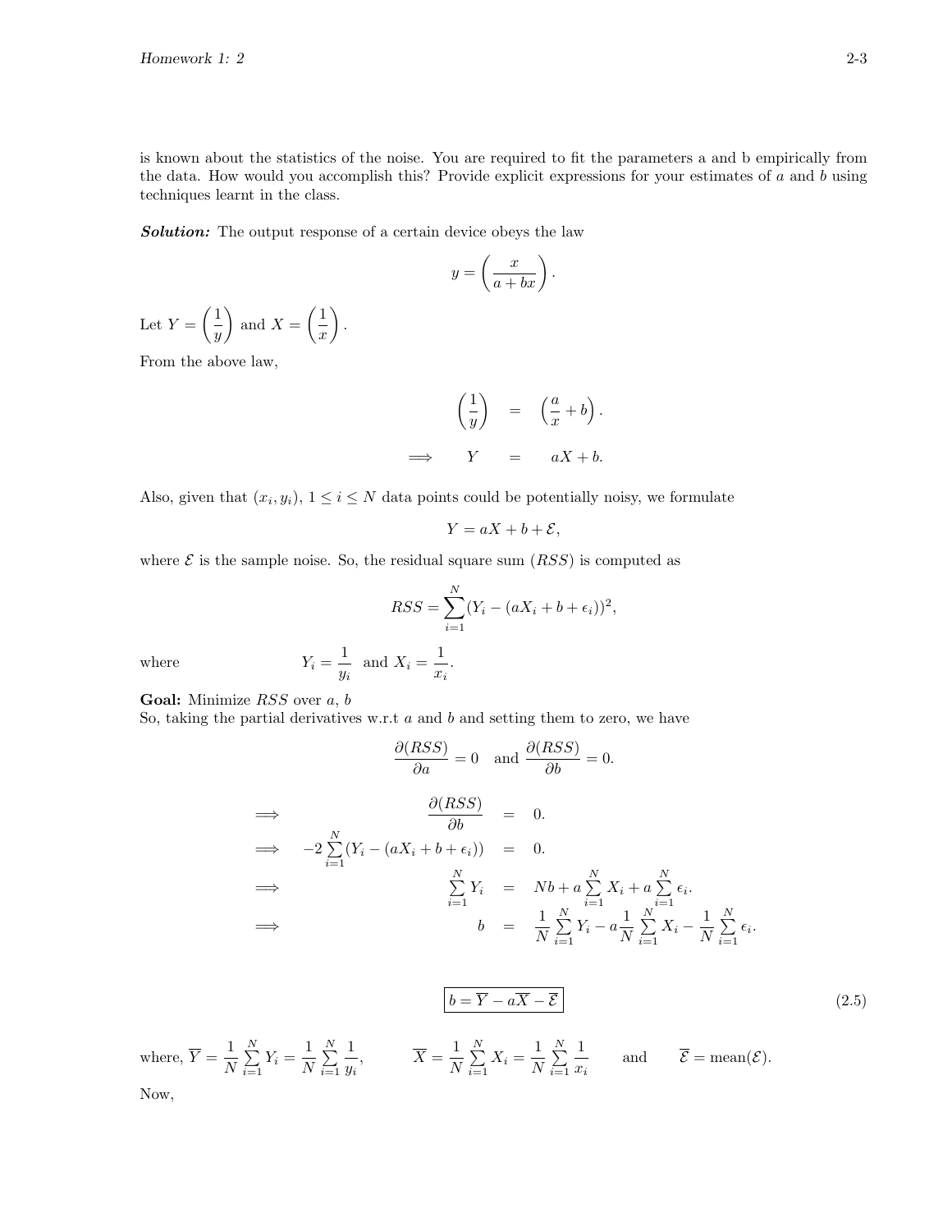is known about the statistics of the noise. You are required to fit the parameters a and b empirically from the data. How would you accomplish this? Provide explicit expressions for your estimates of $a$ and $b$ using techniques learnt in the class.

***Solution:*** The output response of a certain device obeys the law

$$y = \left( \frac{x}{a + bx} \right).$$

Let $Y = \left( \frac{1}{y} \right)$ and $X = \left( \frac{1}{x} \right)$.

From the above law,

$$\begin{aligned} \left( \frac{1}{y} \right) &= \left( \frac{a}{x} + b \right). \\ \implies \quad Y &= aX + b. \end{aligned}$$

Also, given that $(x_i, y_i)$, $1 \leq i \leq N$ data points could be potentially noisy, we formulate

$$Y = aX + b + \mathcal{E},$$

where $\mathcal{E}$ is the sample noise. So, the residual square sum ($RSS$) is computed as

$$RSS = \sum_{i=1}^{N} (Y_i - (aX_i + b + \epsilon_i))^2,$$

where $\qquad Y_i = \dfrac{1}{y_i}$ and $X_i = \dfrac{1}{x_i}$.

**Goal:** Minimize $RSS$ over $a$, $b$

So, taking the partial derivatives w.r.t $a$ and $b$ and setting them to zero, we have

$$\frac{\partial(RSS)}{\partial a} = 0 \quad \text{and} \quad \frac{\partial(RSS)}{\partial b} = 0.$$

$$\begin{aligned} \implies \qquad \frac{\partial(RSS)}{\partial b} &= 0. \\ \implies \quad -2 \sum_{i=1}^{N} (Y_i - (aX_i + b + \epsilon_i)) &= 0. \\ \implies \qquad \sum_{i=1}^{N} Y_i &= Nb + a \sum_{i=1}^{N} X_i + a \sum_{i=1}^{N} \epsilon_i. \\ \implies \qquad b &= \frac{1}{N} \sum_{i=1}^{N} Y_i - a \frac{1}{N} \sum_{i=1}^{N} X_i - \frac{1}{N} \sum_{i=1}^{N} \epsilon_i. \end{aligned}$$

$$\boxed{b = \overline{Y} - a\overline{X} - \overline{\mathcal{E}}} \tag{2.5}$$

where, $\overline{Y} = \frac{1}{N} \sum_{i=1}^{N} Y_i = \frac{1}{N} \sum_{i=1}^{N} \frac{1}{y_i}$, $\qquad \overline{X} = \frac{1}{N} \sum_{i=1}^{N} X_i = \frac{1}{N} \sum_{i=1}^{N} \frac{1}{x_i} \qquad$ and $\qquad \overline{\mathcal{E}} = \text{mean}(\mathcal{E})$.

Now,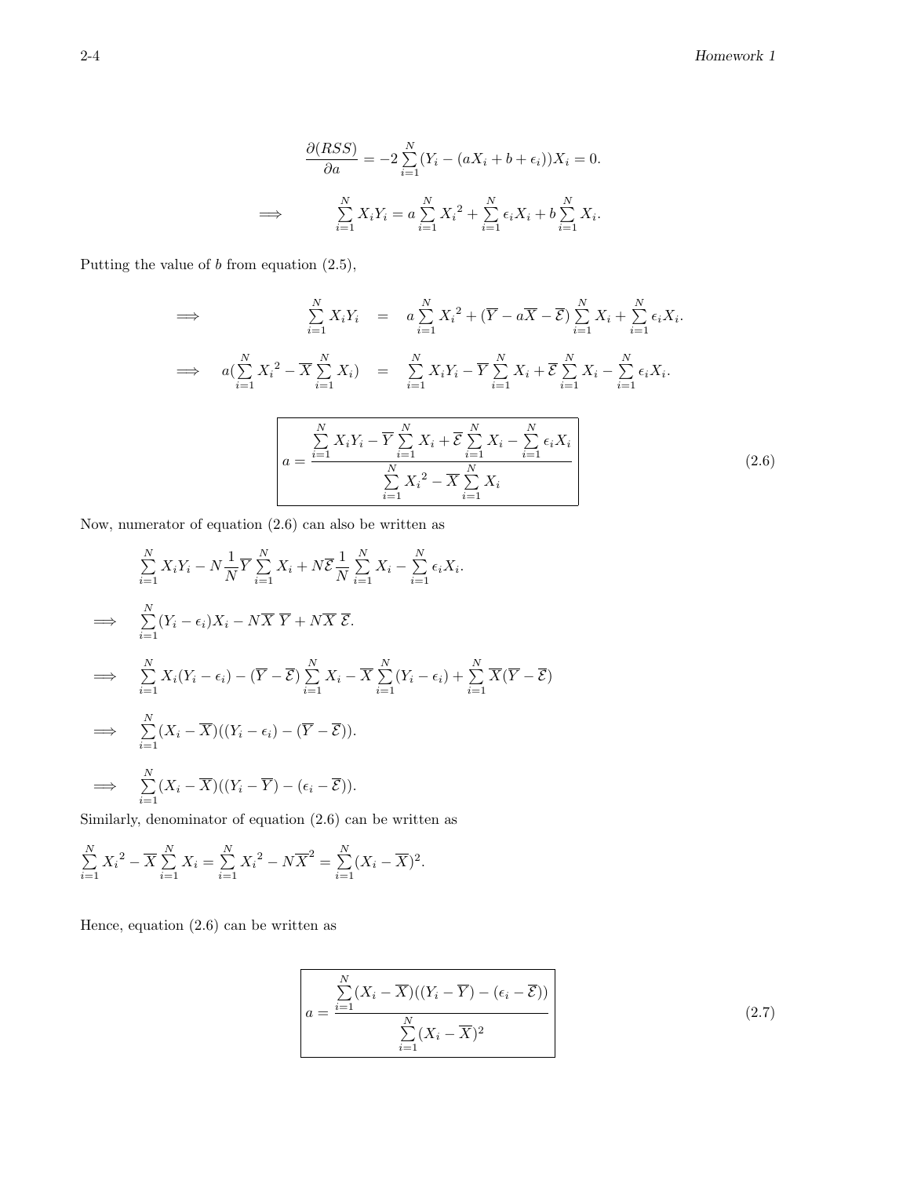$$\frac{\partial(RSS)}{\partial a} = -2\sum_{i=1}^{N}(Y_i - (aX_i + b + \epsilon_i))X_i = 0.$$

$$\implies \qquad \sum_{i=1}^{N} X_iY_i = a\sum_{i=1}^{N} {X_i}^2 + \sum_{i=1}^{N}\epsilon_i X_i + b\sum_{i=1}^{N} X_i.$$

Putting the value of $b$ from equation (2.5),

$$\implies \qquad \sum_{i=1}^{N} X_iY_i = a\sum_{i=1}^{N} {X_i}^2 + (\overline{Y} - a\overline{X} - \overline{\mathcal{E}})\sum_{i=1}^{N} X_i + \sum_{i=1}^{N}\epsilon_i X_i.$$

$$\implies \quad a(\sum_{i=1}^{N} {X_i}^2 - \overline{X}\sum_{i=1}^{N} X_i) = \sum_{i=1}^{N} X_iY_i - \overline{Y}\sum_{i=1}^{N} X_i + \overline{\mathcal{E}}\sum_{i=1}^{N} X_i - \sum_{i=1}^{N}\epsilon_i X_i.$$

$$\boxed{a = \frac{\sum_{i=1}^{N} X_iY_i - \overline{Y}\sum_{i=1}^{N} X_i + \overline{\mathcal{E}}\sum_{i=1}^{N} X_i - \sum_{i=1}^{N}\epsilon_i X_i}{\sum_{i=1}^{N} {X_i}^2 - \overline{X}\sum_{i=1}^{N} X_i}} \tag{2.6}$$

Now, numerator of equation (2.6) can also be written as

$$\sum_{i=1}^{N} X_iY_i - N\frac{1}{N}\overline{Y}\sum_{i=1}^{N} X_i + N\overline{\mathcal{E}}\frac{1}{N}\sum_{i=1}^{N} X_i - \sum_{i=1}^{N}\epsilon_i X_i.$$

$$\implies \quad \sum_{i=1}^{N}(Y_i - \epsilon_i)X_i - N\overline{X}\ \overline{Y} + N\overline{X}\ \overline{\mathcal{E}}.$$

$$\implies \quad \sum_{i=1}^{N} X_i(Y_i - \epsilon_i) - (\overline{Y} - \overline{\mathcal{E}})\sum_{i=1}^{N} X_i - \overline{X}\sum_{i=1}^{N}(Y_i - \epsilon_i) + \sum_{i=1}^{N}\overline{X}(\overline{Y} - \overline{\mathcal{E}})$$

$$\implies \quad \sum_{i=1}^{N}(X_i - \overline{X})((Y_i - \epsilon_i) - (\overline{Y} - \overline{\mathcal{E}})).$$

$$\implies \quad \sum_{i=1}^{N}(X_i - \overline{X})((Y_i - \overline{Y}) - (\epsilon_i - \overline{\mathcal{E}})).$$

Similarly, denominator of equation (2.6) can be written as

$$\sum_{i=1}^{N} {X_i}^2 - \overline{X}\sum_{i=1}^{N} X_i = \sum_{i=1}^{N} {X_i}^2 - N\overline{X}^2 = \sum_{i=1}^{N}(X_i - \overline{X})^2.$$

Hence, equation (2.6) can be written as

$$\boxed{a = \frac{\sum_{i=1}^{N}(X_i - \overline{X})((Y_i - \overline{Y}) - (\epsilon_i - \overline{\mathcal{E}}))}{\sum_{i=1}^{N}(X_i - \overline{X})^2}} \tag{2.7}$$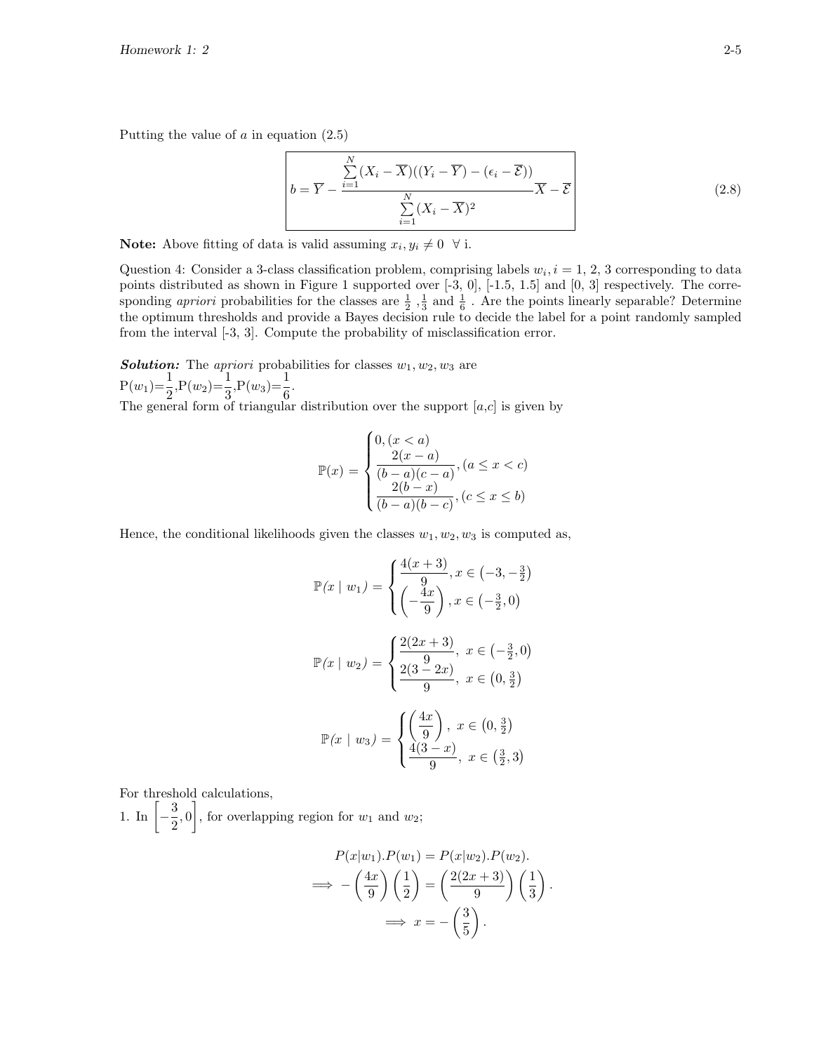Putting the value of $a$ in equation (2.5)

$$\boxed{b = \overline{Y} - \frac{\sum_{i=1}^{N}(X_i - \overline{X})((Y_i - \overline{Y}) - (\epsilon_i - \overline{\mathcal{E}}))}{\sum_{i=1}^{N}(X_i - \overline{X})^2}\overline{X} - \overline{\mathcal{E}}} \tag{2.8}$$

**Note:** Above fitting of data is valid assuming $x_i, y_i \neq 0 \ \ \forall$ i.

Question 4: Consider a 3-class classification problem, comprising labels $w_i, i = 1, 2, 3$ corresponding to data points distributed as shown in Figure 1 supported over [-3, 0], [-1.5, 1.5] and [0, 3] respectively. The corresponding *apriori* probabilities for the classes are $\frac{1}{2}$ ,$\frac{1}{3}$ and $\frac{1}{6}$ . Are the points linearly separable? Determine the optimum thresholds and provide a Bayes decision rule to decide the label for a point randomly sampled from the interval [-3, 3]. Compute the probability of misclassification error.

***Solution:*** The *apriori* probabilities for classes $w_1, w_2, w_3$ are
$\text{P}(w_1)=\dfrac{1}{2}$,$\text{P}(w_2)=\dfrac{1}{3}$,$\text{P}(w_3)=\dfrac{1}{6}$.
The general form of triangular distribution over the support [$a$,$c$] is given by

$$\mathbb{P}(x) = \begin{cases} 0, (x < a) \\ \dfrac{2(x-a)}{(b-a)(c-a)}, (a \leq x < c) \\ \dfrac{2(b-x)}{(b-a)(b-c)}, (c \leq x \leq b) \end{cases}$$

Hence, the conditional likelihoods given the classes $w_1, w_2, w_3$ is computed as,

$$\mathbb{P}(x \mid w_1) = \begin{cases} \dfrac{4(x+3)}{9}, x \in \left(-3, -\frac{3}{2}\right) \\ \left(-\dfrac{4x}{9}\right), x \in \left(-\frac{3}{2}, 0\right) \end{cases}$$

$$\mathbb{P}(x \mid w_2) = \begin{cases} \dfrac{2(2x+3)}{9}, \ x \in \left(-\frac{3}{2}, 0\right) \\ \dfrac{2(3-2x)}{9}, \ x \in \left(0, \frac{3}{2}\right) \end{cases}$$

$$\mathbb{P}(x \mid w_3) = \begin{cases} \left(\dfrac{4x}{9}\right), \ x \in \left(0, \frac{3}{2}\right) \\ \dfrac{4(3-x)}{9}, \ x \in \left(\frac{3}{2}, 3\right) \end{cases}$$

For threshold calculations,
1. In $\left[-\dfrac{3}{2}, 0\right]$, for overlapping region for $w_1$ and $w_2$;

$$P(x|w_1).P(w_1) = P(x|w_2).P(w_2).$$
$$\implies -\left(\frac{4x}{9}\right)\left(\frac{1}{2}\right) = \left(\frac{2(2x+3)}{9}\right)\left(\frac{1}{3}\right).$$
$$\implies x = -\left(\frac{3}{5}\right).$$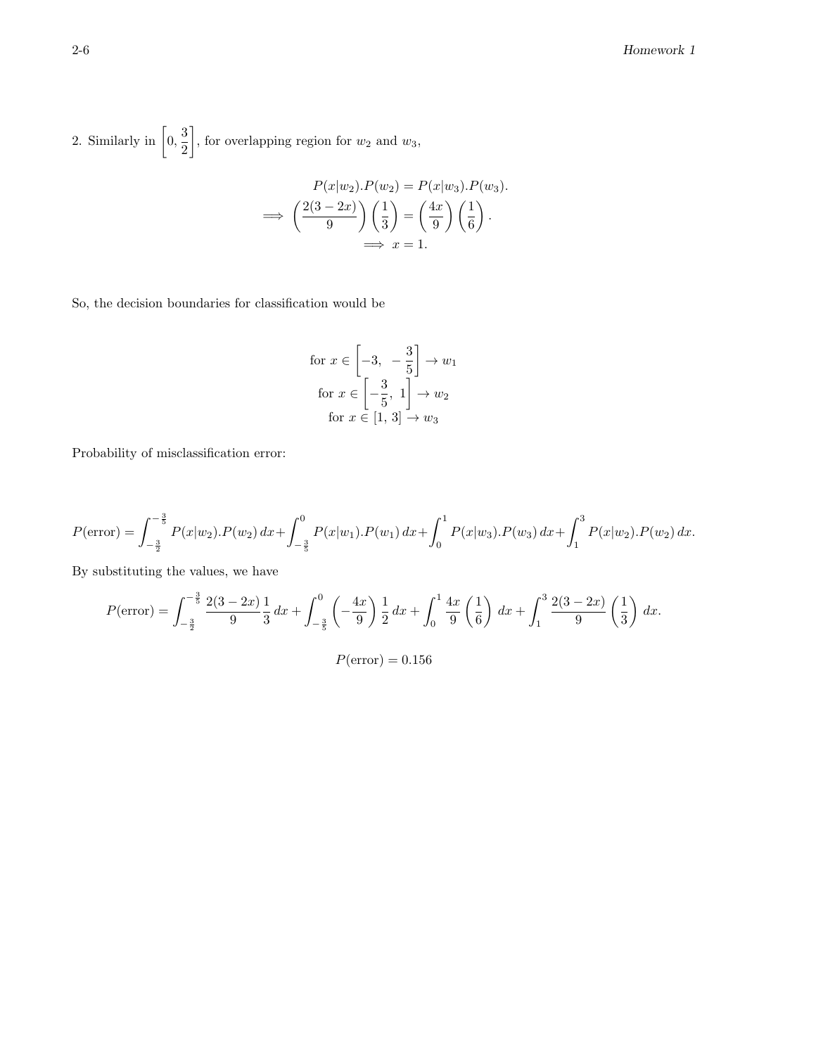2. Similarly in $\left[0, \frac{3}{2}\right]$, for overlapping region for $w_2$ and $w_3$,

$$P(x|w_2).P(w_2) = P(x|w_3).P(w_3).$$
$$\implies \left(\frac{2(3-2x)}{9}\right)\left(\frac{1}{3}\right) = \left(\frac{4x}{9}\right)\left(\frac{1}{6}\right).$$
$$\implies x = 1.$$

So, the decision boundaries for classification would be

$$\text{for } x \in \left[-3,\ -\frac{3}{5}\right] \to w_1$$
$$\text{for } x \in \left[-\frac{3}{5},\ 1\right] \to w_2$$
$$\text{for } x \in [1,\ 3] \to w_3$$

Probability of misclassification error:

$$P(\text{error}) = \int_{-\frac{3}{2}}^{-\frac{3}{5}} P(x|w_2).P(w_2)\,dx + \int_{-\frac{3}{5}}^{0} P(x|w_1).P(w_1)\,dx + \int_{0}^{1} P(x|w_3).P(w_3)\,dx + \int_{1}^{3} P(x|w_2).P(w_2)\,dx.$$

By substituting the values, we have

$$P(\text{error}) = \int_{-\frac{3}{2}}^{-\frac{3}{5}} \frac{2(3-2x)}{9}\frac{1}{3}\,dx + \int_{-\frac{3}{5}}^{0} \left(-\frac{4x}{9}\right)\frac{1}{2}\,dx + \int_{0}^{1} \frac{4x}{9}\left(\frac{1}{6}\right)\,dx + \int_{1}^{3} \frac{2(3-2x)}{9}\left(\frac{1}{3}\right)\,dx.$$

$$P(\text{error}) = 0.156$$